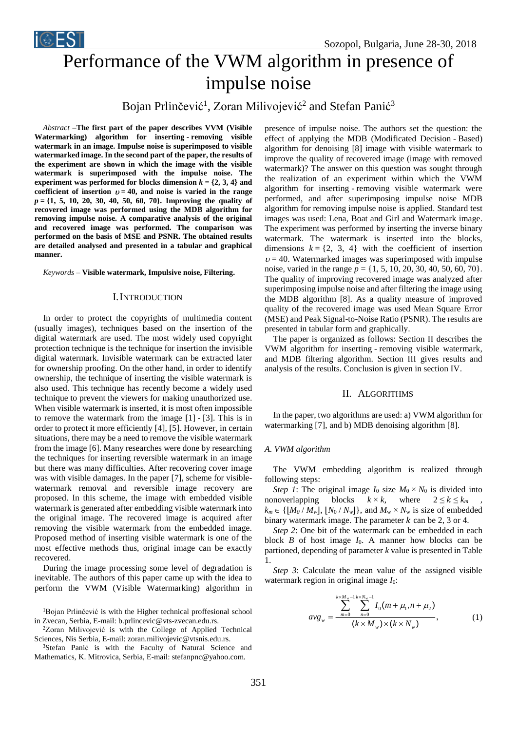# Performance of the VWM algorithm in presence of impulse noise

Bojan Prlinčević[1], Zoran Milivojević[2] and Stefan Panić[3]

*Abstract* –**The first part of the paper describes VVM (Visible Watermarking) algorithm for inserting - removing visible watermark in an image. Impulse noise is superimposed to visible watermarked image. In the second part of the paper, the results of the experiment are shown in which the image with the visible watermark is superimposed with the impulse noise. The experiment was performed for blocks dimension $k = \{2, 3, 4\}$ and coefficient of insertion $\upsilon = 40$, and noise is varied in the range $p = \{1, 5, 10, 20, 30, 40, 50, 60, 70\}$. Improving the quality of recovered image was performed using the MDB algorithm for removing impulse noise. A comparative analysis of the original and recovered image was performed. The comparison was performed on the basis of MSE and PSNR. The obtained results are detailed analysed and presented in a tabular and graphical manner.**

*Keywords* – **Visible watermark, Impulsive noise, Filtering.**

## I. Introduction

In order to protect the copyrights of multimedia content (usually images), techniques based on the insertion of the digital watermark are used. The most widely used copyright protection technique is the technique for insertion the invisible digital watermark. Invisible watermark can be extracted later for ownership proofing. On the other hand, in order to identify ownership, the technique of inserting the visible watermark is also used. This technique has recently become a widely used technique to prevent the viewers for making unauthorized use. When visible watermark is inserted, it is most often impossible to remove the watermark from the image [1] - [3]. This is in order to protect it more efficiently [4], [5]. However, in certain situations, there may be a need to remove the visible watermark from the image [6]. Many researches were done by researching the techniques for inserting reversible watermark in an image but there was many difficulties. After recovering cover image was with visible damages. In the paper [7], scheme for visible-watermark removal and reversible image recovery are proposed. In this scheme, the image with embedded visible watermark is generated after embedding visible watermark into the original image. The recovered image is acquired after removing the visible watermark from the embedded image. Proposed method of inserting visible watermark is one of the most effective methods thus, original image can be exactly recovered.

During the image processing some level of degradation is inevitable. The authors of this paper came up with the idea to perform the VWM (Visible Watermarking) algorithm in presence of impulse noise. The authors set the question: the effect of applying the MDB (Modificated Decision - Based) algorithm for denoising [8] image with visible watermark to improve the quality of recovered image (image with removed watermark)? The answer on this question was sought through the realization of an experiment within which the VWM algorithm for inserting - removing visible watermark were performed, and after superimposing impulse noise MDB algorithm for removing impulse noise is applied. Standard test images was used: Lena, Boat and Girl and Watermark image. The experiment was performed by inserting the inverse binary watermark. The watermark is inserted into the blocks, dimensions $k = \{2, 3, 4\}$ with the coefficient of insertion $\upsilon = 40$. Watermarked images was superimposed with impulse noise, varied in the range $p = \{1, 5, 10, 20, 30, 40, 50, 60, 70\}$. The quality of improving recovered image was analyzed after superimposing impulse noise and after filtering the image using the MDB algorithm [8]. As a quality measure of improved quality of the recovered image was used Mean Square Error (MSE) and Peak Signal-to-Noise Ratio (PSNR). The results are presented in tabular form and graphically.

The paper is organized as follows: Section II describes the VWM algorithm for inserting - removing visible watermark, and MDB filtering algorithm. Section III gives results and analysis of the results. Conclusion is given in section IV.

## II. Algorithms

In the paper, two algorithms are used: a) VWM algorithm for watermarking [7], and b) MDB denoising algorithm [8].

### A. VWM algorithm

The VWM embedding algorithm is realized through following steps:

*Step 1*: The original image $I_0$ size $M_0 \times N_0$ is divided into nonoverlapping blocks $k \times k$, where $2 \leq k \leq k_m$, $k_m \in \{\lfloor M_0 / M_w \rfloor, \lfloor N_0 / N_w \rfloor\}$, and $M_w \times N_w$ is size of embedded binary watermark image. The parameter $k$ can be 2, 3 or 4.

*Step 2*: One bit of the watermark can be embedded in each block $B$ of host image $I_0$. A manner how blocks can be partioned, depending of parameter $k$ value is presented in Table 1.

*Step 3*: Calculate the mean value of the assigned visible watermark region in original image $I_0$:

$$avg_w = \frac{\sum_{m=0}^{k \times M_w - 1} \sum_{n=0}^{k \times N_w - 1} I_0(m + \mu_1, n + \mu_2)}{(k \times M_w) \times (k \times N_w)}, \tag{1}$$

[1]Bojan Prlinčević is with the Higher technical proffesional school in Zvecan, Serbia, E-mail: b.prlincevic@vts-zvecan.edu.rs.

[2]Zoran Milivojević is with the College of Applied Technical Sciences, Nis Serbia, E-mail: zoran.milivojevic@vtsnis.edu.rs.

[3]Stefan Panić is with the Faculty of Natural Science and Mathematics, K. Mitrovica, Serbia, E-mail: stefanpnc@yahoo.com.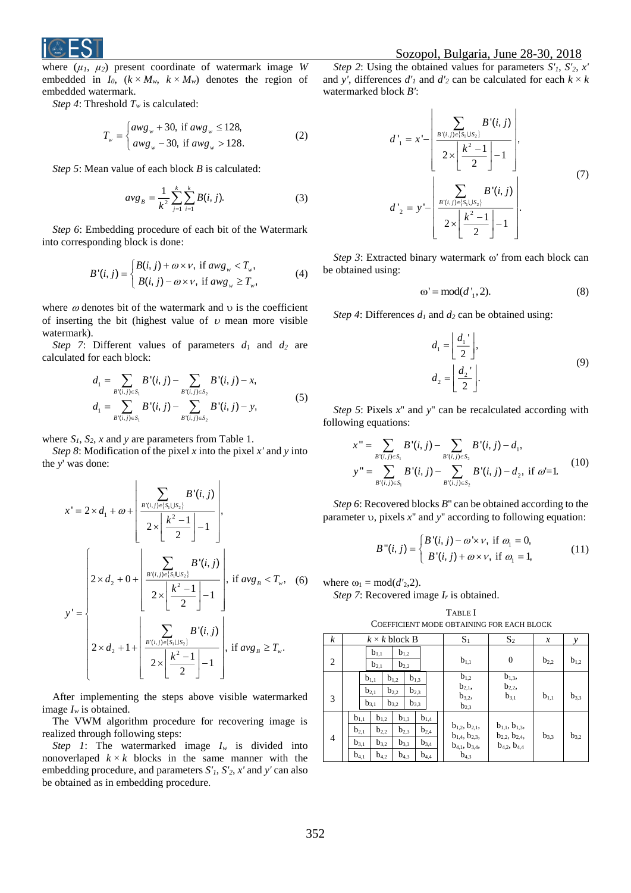where ($\mu_1$, $\mu_2$) present coordinate of watermark image $W$ embedded in $I_0$, ($k \times M_w$, $k \times M_w$) denotes the region of embedded watermark.

*Step 4*: Threshold $T_w$ is calculated:

$$T_w = \begin{cases} awg_w + 30, \text{ if } awg_w \le 128, \\ awg_w - 30, \text{ if } awg_w > 128. \end{cases} \tag{2}$$

*Step 5*: Mean value of each block $B$ is calculated:

$$avg_B = \frac{1}{k^2}\sum_{j=1}^{k}\sum_{i=1}^{k} B(i,j). \tag{3}$$

*Step 6*: Embedding procedure of each bit of the Watermark into corresponding block is done:

$$B'(i,j) = \begin{cases} B(i,j) + \omega \times \nu, \text{ if } awg_w < T_w, \\ B(i,j) - \omega \times \nu, \text{ if } awg_w \ge T_w, \end{cases} \tag{4}$$

where $\omega$ denotes bit of the watermark and $\upsilon$ is the coefficient of inserting the bit (highest value of $\upsilon$ mean more visible watermark).

*Step 7*: Different values of parameters $d_1$ and $d_2$ are calculated for each block:

$$\begin{aligned} d_1 &= \sum_{B'(i,j)\in S_1} B'(i,j) - \sum_{B'(i,j)\in S_2} B'(i,j) - x, \\ d_1 &= \sum_{B'(i,j)\in S_1} B'(i,j) - \sum_{B'(i,j)\in S_2} B'(i,j) - y, \end{aligned} \tag{5}$$

where $S_1$, $S_2$, $x$ and $y$ are parameters from Table 1.

*Step 8*: Modification of the pixel $x$ into the pixel $x'$ and $y$ into the $y'$ was done:

$$\begin{aligned} x' &= 2\times d_1 + \omega + \left\lfloor \frac{\sum_{B'(i,j)\in\{S_1\cup S_2\}} B'(i,j)}{2\times\left\lfloor \frac{k^2-1}{2}\right\rfloor - 1} \right\rfloor, \\ y' &= \begin{cases} 2\times d_2 + 0 + \left\lfloor \frac{\sum_{B'(i,j)\in\{S_1\cup S_2\}} B'(i,j)}{2\times\left\lfloor \frac{k^2-1}{2}\right\rfloor - 1} \right\rfloor, \text{ if } avg_B < T_w, \\ 2\times d_2 + 1 + \left\lfloor \frac{\sum_{B'(i,j)\in\{S_1\cup S_2\}} B'(i,j)}{2\times\left\lfloor \frac{k^2-1}{2}\right\rfloor - 1} \right\rfloor, \text{ if } avg_B \ge T_w. \end{cases} \end{aligned} \tag{6}$$

After implementing the steps above visible watermarked image $I_w$ is obtained.

The VWM algorithm procedure for recovering image is realized through following steps:

*Step 1*: The watermarked image $I_w$ is divided into nonoverlaped $k \times k$ blocks in the same manner with the embedding procedure, and parameters $S'_1$, $S'_2$, $x'$ and $y'$ can also be obtained as in embedding procedure.

*Step 2*: Using the obtained values for parameters $S'_1$, $S'_2$, $x'$ and $y'$, differences $d'_1$ and $d'_2$ can be calculated for each $k \times k$ watermarked block $B'$:

$$\begin{aligned} d'_1 &= x' - \left\lfloor \frac{\sum_{B'(i,j)\in\{S_1\cup S_2\}} B'(i,j)}{2\times\left\lfloor \frac{k^2-1}{2}\right\rfloor - 1} \right\rfloor, \\ d'_2 &= y' - \left\lfloor \frac{\sum_{B'(i,j)\in\{S_1\cup S_2\}} B'(i,j)}{2\times\left\lfloor \frac{k^2-1}{2}\right\rfloor - 1} \right\rfloor. \end{aligned} \tag{7}$$

*Step 3*: Extracted binary watermark $\omega'$ from each block can be obtained using:

$$\omega' = \text{mod}(d'_1, 2). \tag{8}$$

*Step 4*: Differences $d_1$ and $d_2$ can be obtained using:

$$\begin{aligned} d_1 &= \left\lfloor \frac{d_1'}{2} \right\rfloor, \\ d_2 &= \left\lfloor \frac{d_2'}{2} \right\rfloor. \end{aligned} \tag{9}$$

*Step 5*: Pixels $x''$ and $y''$ can be recalculated according with following equations:

$$\begin{aligned} x'' &= \sum_{B'(i,j)\in S_1} B'(i,j) - \sum_{B'(i,j)\in S_2} B'(i,j) - d_1, \\ y'' &= \sum_{B'(i,j)\in S_1} B'(i,j) - \sum_{B'(i,j)\in S_2} B'(i,j) - d_2, \text{ if } \omega' = 1. \end{aligned} \tag{10}$$

*Step 6*: Recovered blocks $B''$ can be obtained according to the parameter $\upsilon$, pixels $x''$ and $y''$ according to following equation:

$$B''(i,j) = \begin{cases} B'(i,j) - \omega' \times \nu, \text{ if } \omega_1 = 0, \\ B'(i,j) + \omega \times \nu, \text{ if } \omega_1 = 1, \end{cases} \tag{11}$$

where $\omega_1 = \text{mod}(d'_2, 2)$.

*Step 7*: Recovered image $I_r$ is obtained.

TABLE I
COEFFICIENT MODE OBTAINING FOR EACH BLOCK

| $k$ | $k \times k$ block B | $S_1$ | $S_2$ | $x$ | $y$ |
|---|---|---|---|---|---|
| 2 | $b_{1,1}$ $b_{1,2}$ / $b_{2,1}$ $b_{2,2}$ | $b_{1,1}$ | 0 | $b_{2,2}$ | $b_{1,2}$ |
| 3 | $b_{1,1}$ $b_{1,2}$ $b_{1,3}$ / $b_{2,1}$ $b_{2,2}$ $b_{2,3}$ / $b_{3,1}$ $b_{3,2}$ $b_{3,3}$ | $b_{1,2}$, $b_{2,1}$, $b_{3,2}$, $b_{2,3}$ | $b_{1,3}$, $b_{2,2}$, $b_{3,1}$ | $b_{1,1}$ | $b_{3,3}$ |
| 4 | $b_{1,1}$ $b_{1,2}$ $b_{1,3}$ $b_{1,4}$ / $b_{2,1}$ $b_{2,2}$ $b_{2,3}$ $b_{2,4}$ / $b_{3,1}$ $b_{3,2}$ $b_{3,3}$ $b_{3,4}$ / $b_{4,1}$ $b_{4,2}$ $b_{4,3}$ $b_{4,4}$ | $b_{1,2}$, $b_{2,1}$, $b_{1,4}$, $b_{2,3}$, $b_{4,1}$, $b_{3,4}$, $b_{4,3}$ | $b_{1,1}$, $b_{1,3}$, $b_{2,2}$, $b_{2,4}$, $b_{4,2}$, $b_{4,4}$ | $b_{3,3}$ | $b_{3,2}$ |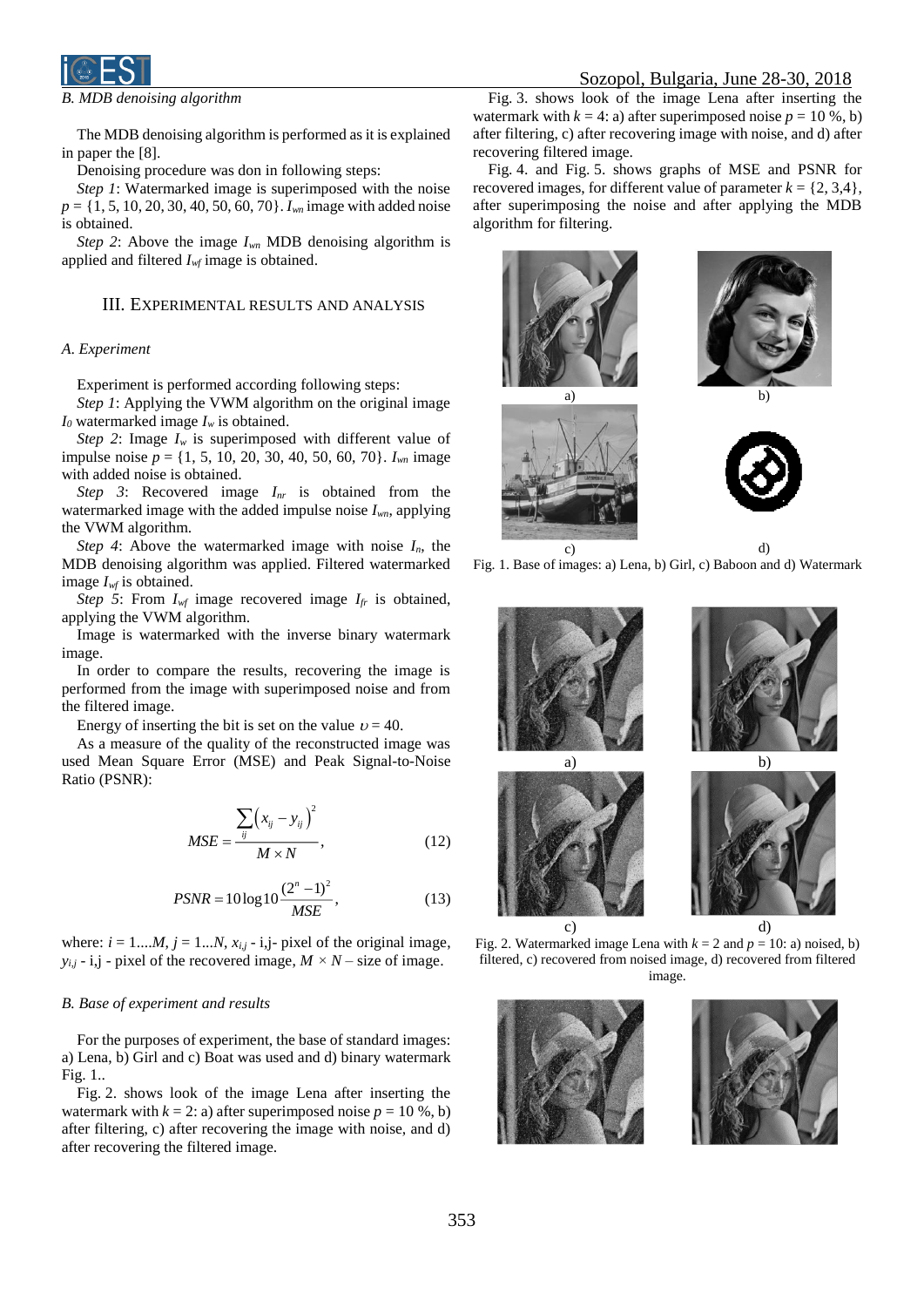### B. MDB denoising algorithm

The MDB denoising algorithm is performed as it is explained in paper the [8].

Denoising procedure was don in following steps:

*Step 1*: Watermarked image is superimposed with the noise $p = \{1, 5, 10, 20, 30, 40, 50, 60, 70\}$. $I_{wn}$ image with added noise is obtained.

*Step 2*: Above the image $I_{wn}$ MDB denoising algorithm is applied and filtered $I_{wf}$ image is obtained.

## III. EXPERIMENTAL RESULTS AND ANALYSIS

### A. Experiment

Experiment is performed according following steps:

*Step 1*: Applying the VWM algorithm on the original image $I_0$ watermarked image $I_w$ is obtained.

*Step 2*: Image $I_w$ is superimposed with different value of impulse noise $p = \{1, 5, 10, 20, 30, 40, 50, 60, 70\}$. $I_{wn}$ image with added noise is obtained.

*Step 3*: Recovered image $I_{nr}$ is obtained from the watermarked image with the added impulse noise $I_{wn}$, applying the VWM algorithm.

*Step 4*: Above the watermarked image with noise $I_n$, the MDB denoising algorithm was applied. Filtered watermarked image $I_{wf}$ is obtained.

*Step 5*: From $I_{wf}$ image recovered image $I_{fr}$ is obtained, applying the VWM algorithm.

Image is watermarked with the inverse binary watermark image.

In order to compare the results, recovering the image is performed from the image with superimposed noise and from the filtered image.

Energy of inserting the bit is set on the value $\upsilon = 40$.

As a measure of the quality of the reconstructed image was used Mean Square Error (MSE) and Peak Signal-to-Noise Ratio (PSNR):

$$MSE = \frac{\sum_{ij}\left(x_{ij} - y_{ij}\right)^2}{M \times N}, \tag{12}$$

$$PSNR = 10\log 10\frac{(2^n - 1)^2}{MSE}, \tag{13}$$

where: $i = 1....M$, $j = 1...N$, $x_{i,j}$ - i,j- pixel of the original image, $y_{i,j}$ - i,j - pixel of the recovered image, $M \times N$ – size of image.

### B. Base of experiment and results

For the purposes of experiment, the base of standard images: a) Lena, b) Girl and c) Boat was used and d) binary watermark Fig. 1..

Fig. 2. shows look of the image Lena after inserting the watermark with $k = 2$: a) after superimposed noise $p = 10$ %, b) after filtering, c) after recovering the image with noise, and d) after recovering the filtered image.

Fig. 3. shows look of the image Lena after inserting the watermark with $k = 4$: a) after superimposed noise $p = 10$ %, b) after filtering, c) after recovering image with noise, and d) after recovering filtered image.

Fig. 4. and Fig. 5. shows graphs of MSE and PSNR for recovered images, for different value of parameter $k = \{2, 3,4\}$, after superimposing the noise and after applying the MDB algorithm for filtering.

Fig. 1. Base of images: a) Lena, b) Girl, c) Baboon and d) Watermark

Fig. 2. Watermarked image Lena with $k = 2$ and $p = 10$: a) noised, b) filtered, c) recovered from noised image, d) recovered from filtered image.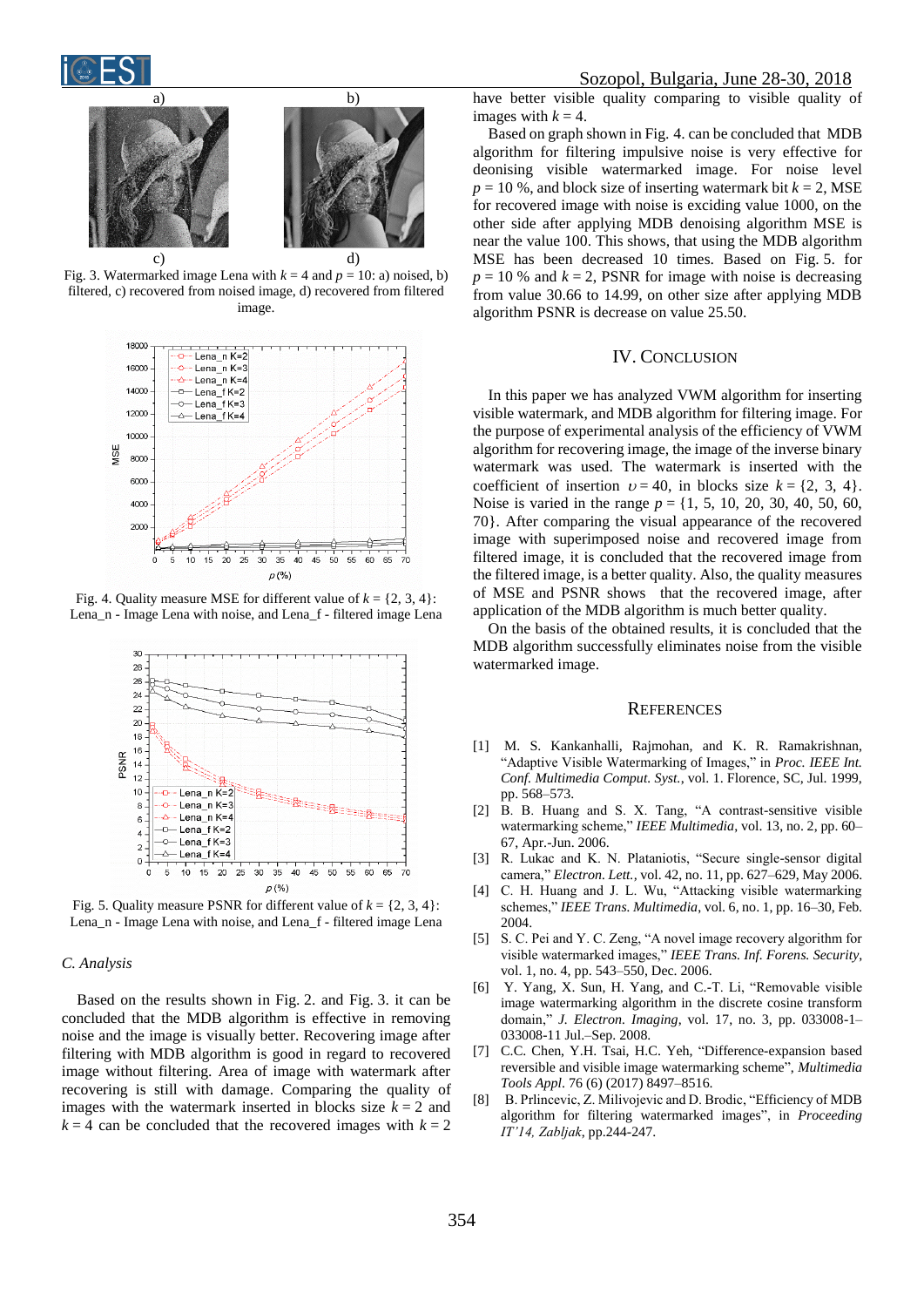a) b)

c) d)

Fig. 3. Watermarked image Lena with $k = 4$ and $p = 10$: a) noised, b) filtered, c) recovered from noised image, d) recovered from filtered image.

18000
16000
14000
12000
10000
8000
6000
4000
2000
MSE
0 5 10 15 20 25 30 35 40 45 50 55 60 65 70
$p$ (%)
Lena_n K=2
Lena_n K=3
Lena_n K=4
Lena_f K=2
Lena_f K=3
Lena_f K=4

Fig. 4. Quality measure MSE for different value of $k = \{2, 3, 4\}$: Lena_n - Image Lena with noise, and Lena_f - filtered image Lena

30
28
26
24
22
20
18
16
14
12
10
8
6
4
2
0
PSNR
0 5 10 15 20 25 30 35 40 45 50 55 60 65 70
$p$ (%)
Lena_n K=2
Lena_n K=3
Lena_n K=4
Lena_f K=2
Lena_f K=3
Lena_f K=4

Fig. 5. Quality measure PSNR for different value of $k = \{2, 3, 4\}$: Lena_n - Image Lena with noise, and Lena_f - filtered image Lena

### C. Analysis

Based on the results shown in Fig. 2. and Fig. 3. it can be concluded that the MDB algorithm is effective in removing noise and the image is visually better. Recovering image after filtering with MDB algorithm is good in regard to recovered image without filtering. Area of image with watermark after recovering is still with damage. Comparing the quality of images with the watermark inserted in blocks size $k = 2$ and $k = 4$ can be concluded that the recovered images with $k = 2$ have better visible quality comparing to visible quality of images with $k = 4$.

Based on graph shown in Fig. 4. can be concluded that MDB algorithm for filtering impulsive noise is very effective for deonising visible watermarked image. For noise level $p = 10$ %, and block size of inserting watermark bit $k = 2$, MSE for recovered image with noise is exciding value 1000, on the other side after applying MDB denoising algorithm MSE is near the value 100. This shows, that using the MDB algorithm MSE has been decreased 10 times. Based on Fig. 5. for $p = 10$ % and $k = 2$, PSNR for image with noise is decreasing from value 30.66 to 14.99, on other size after applying MDB algorithm PSNR is decrease on value 25.50.

## IV. Conclusion

In this paper we has analyzed VWM algorithm for inserting visible watermark, and MDB algorithm for filtering image. For the purpose of experimental analysis of the efficiency of VWM algorithm for recovering image, the image of the inverse binary watermark was used. The watermark is inserted with the coefficient of insertion $\upsilon = 40$, in blocks size $k = \{2, 3, 4\}$. Noise is varied in the range $p = \{1, 5, 10, 20, 30, 40, 50, 60, 70\}$. After comparing the visual appearance of the recovered image with superimposed noise and recovered image from filtered image, it is concluded that the recovered image from the filtered image, is a better quality. Also, the quality measures of MSE and PSNR shows that the recovered image, after application of the MDB algorithm is much better quality.

On the basis of the obtained results, it is concluded that the MDB algorithm successfully eliminates noise from the visible watermarked image.

## References

[1] M. S. Kankanhalli, Rajmohan, and K. R. Ramakrishnan, "Adaptive Visible Watermarking of Images," in *Proc. IEEE Int. Conf. Multimedia Comput. Syst.*, vol. 1. Florence, SC, Jul. 1999, pp. 568–573.

[2] B. B. Huang and S. X. Tang, "A contrast-sensitive visible watermarking scheme," *IEEE Multimedia*, vol. 13, no. 2, pp. 60–67, Apr.-Jun. 2006.

[3] R. Lukac and K. N. Plataniotis, "Secure single-sensor digital camera," *Electron. Lett.*, vol. 42, no. 11, pp. 627–629, May 2006.

[4] C. H. Huang and J. L. Wu, "Attacking visible watermarking schemes," *IEEE Trans. Multimedia*, vol. 6, no. 1, pp. 16–30, Feb. 2004.

[5] S. C. Pei and Y. C. Zeng, "A novel image recovery algorithm for visible watermarked images," *IEEE Trans. Inf. Forens. Security*, vol. 1, no. 4, pp. 543–550, Dec. 2006.

[6] Y. Yang, X. Sun, H. Yang, and C.-T. Li, "Removable visible image watermarking algorithm in the discrete cosine transform domain," *J. Electron. Imaging*, vol. 17, no. 3, pp. 033008-1–033008-11 Jul.–Sep. 2008.

[7] C.C. Chen, Y.H. Tsai, H.C. Yeh, "Difference-expansion based reversible and visible image watermarking scheme", *Multimedia Tools Appl.* 76 (6) (2017) 8497–8516.

[8] B. Prlincevic, Z. Milivojevic and D. Brodic, "Efficiency of MDB algorithm for filtering watermarked images", in *Proceeding IT'14, Zabljak*, pp.244-247.